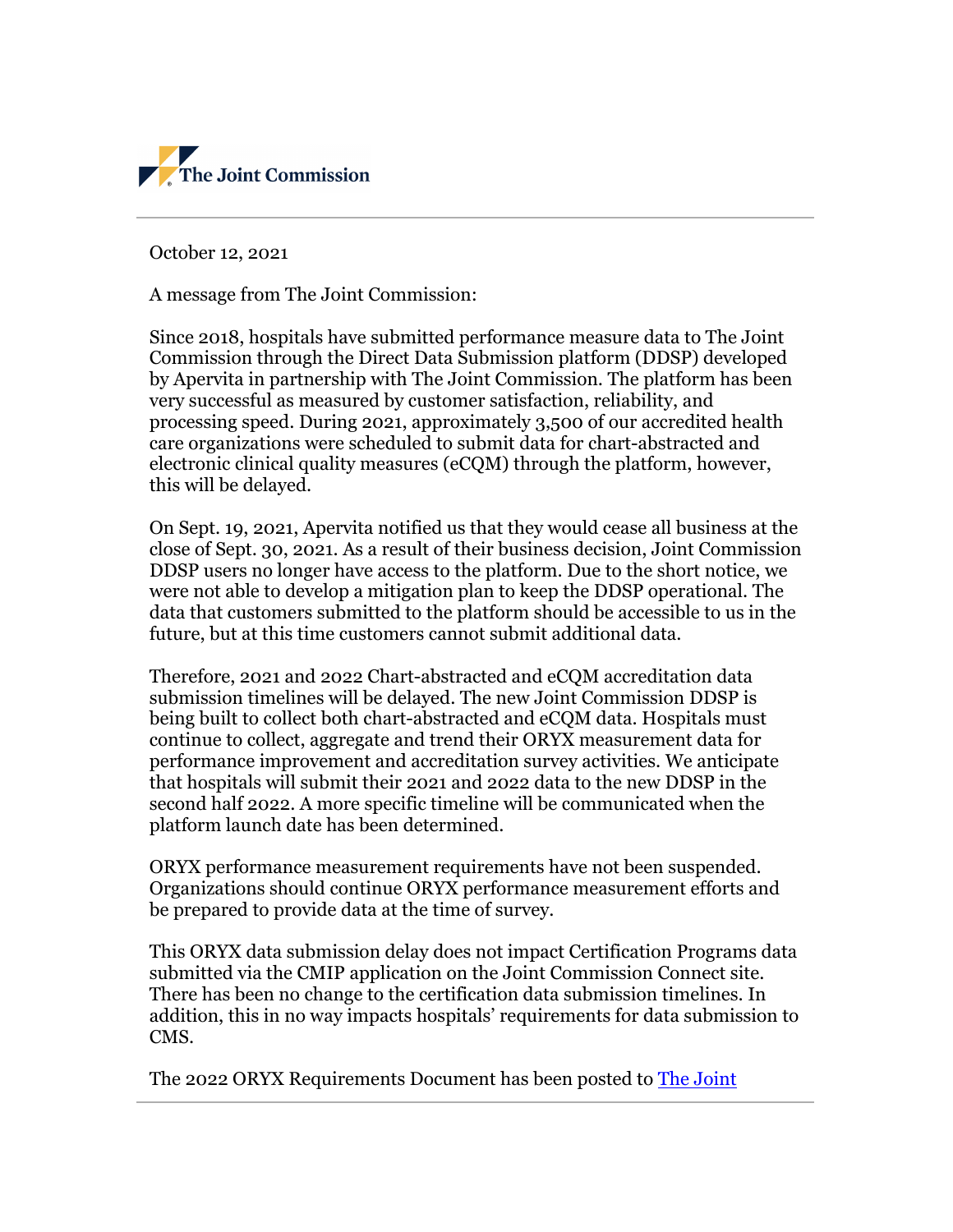The Joint Commission

October 12, 2021

A message from The Joint Commission:

Since 2018, hospitals have submitted performance measure data to The Joint Commission through the Direct Data Submission platform (DDSP) developed by Apervita in partnership with The Joint Commission. The platform has been very successful as measured by customer satisfaction, reliability, and processing speed. During 2021, approximately 3,500 of our accredited health care organizations were scheduled to submit data for chart-abstracted and electronic clinical quality measures (eCQM) through the platform, however, this will be delayed.

On Sept. 19, 2021, Apervita notified us that they would cease all business at the close of Sept. 30, 2021. As a result of their business decision, Joint Commission DDSP users no longer have access to the platform. Due to the short notice, we were not able to develop a mitigation plan to keep the DDSP operational. The data that customers submitted to the platform should be accessible to us in the future, but at this time customers cannot submit additional data.

Therefore, 2021 and 2022 Chart-abstracted and eCQM accreditation data submission timelines will be delayed. The new Joint Commission DDSP is being built to collect both chart-abstracted and eCQM data. Hospitals must continue to collect, aggregate and trend their ORYX measurement data for performance improvement and accreditation survey activities. We anticipate that hospitals will submit their 2021 and 2022 data to the new DDSP in the second half 2022. A more specific timeline will be communicated when the platform launch date has been determined.

ORYX performance measurement requirements have not been suspended. Organizations should continue ORYX performance measurement efforts and be prepared to provide data at the time of survey.

This ORYX data submission delay does not impact Certification Programs data submitted via the CMIP application on the Joint Commission Connect site. There has been no change to the certification data submission timelines. In addition, this in no way impacts hospitals' requirements for data submission to CMS.

The 2022 ORYX Requirements Document has been posted to The Joint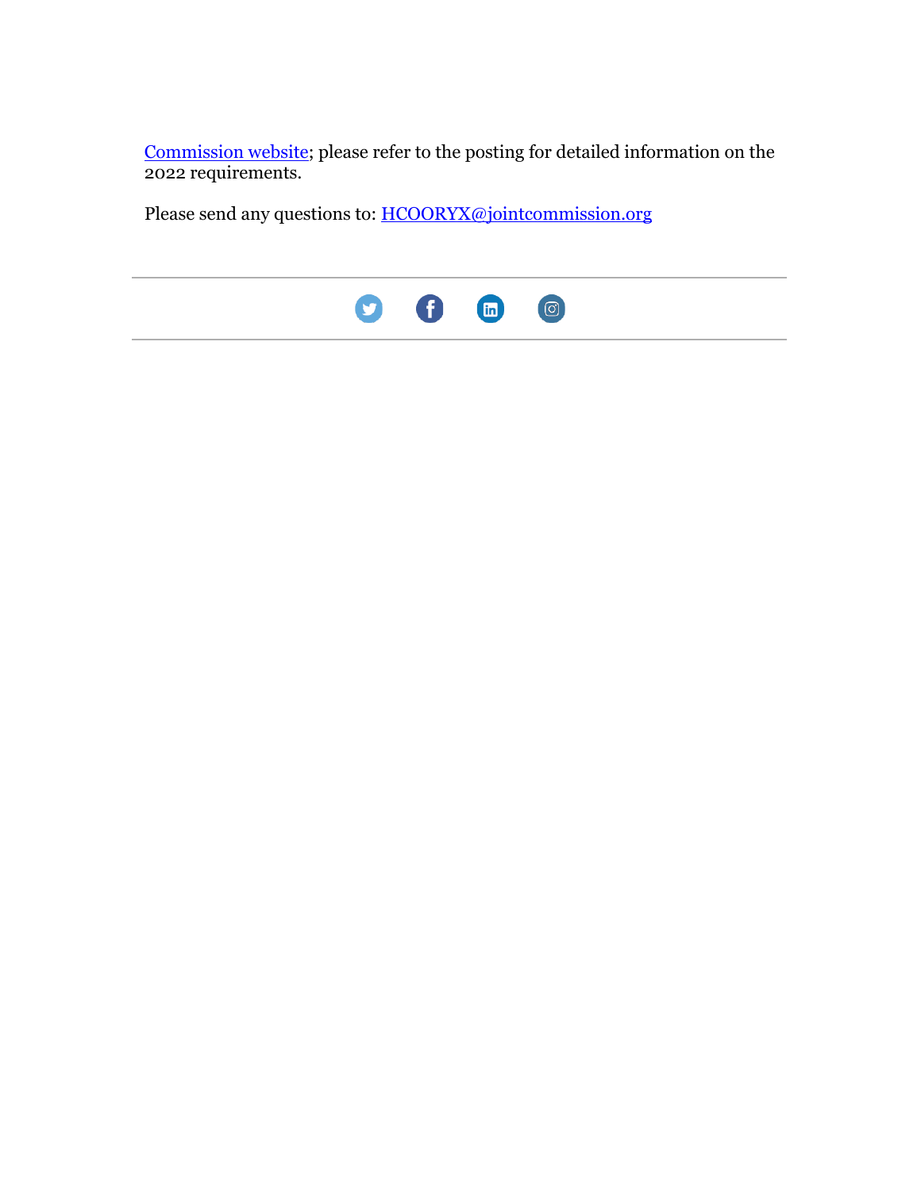Commission website; please refer to the posting for detailed information on the 2022 requirements.

Please send any questions to: HCOORYX@jointcommission.org